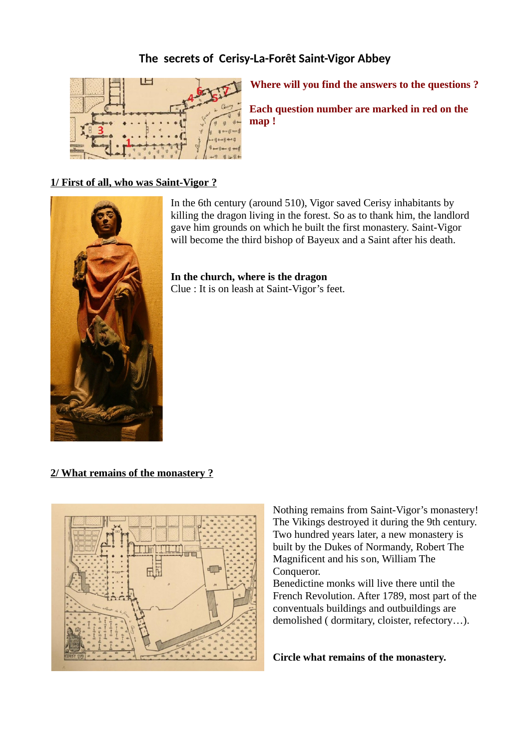# The secrets of Cerisy-La-Forêt Saint-Vigor Abbey

**Where will you find the answers to the questions ?**

**Each question number are marked in red on the map !**

## 1/ First of all, who was Saint-Vigor ?

In the 6th century (around 510), Vigor saved Cerisy inhabitants by killing the dragon living in the forest. So as to thank him, the landlord gave him grounds on which he built the first monastery. Saint-Vigor will become the third bishop of Bayeux and a Saint after his death.

**In the church, where is the dragon**
Clue : It is on leash at Saint-Vigor's feet.

## 2/ What remains of the monastery ?

Nothing remains from Saint-Vigor's monastery! The Vikings destroyed it during the 9th century. Two hundred years later, a new monastery is built by the Dukes of Normandy, Robert The Magnificent and his son, William The Conqueror.
Benedictine monks will live there until the French Revolution. After 1789, most part of the conventuals buildings and outbuildings are demolished ( dormitary, cloister, refectory…).

**Circle what remains of the monastery.**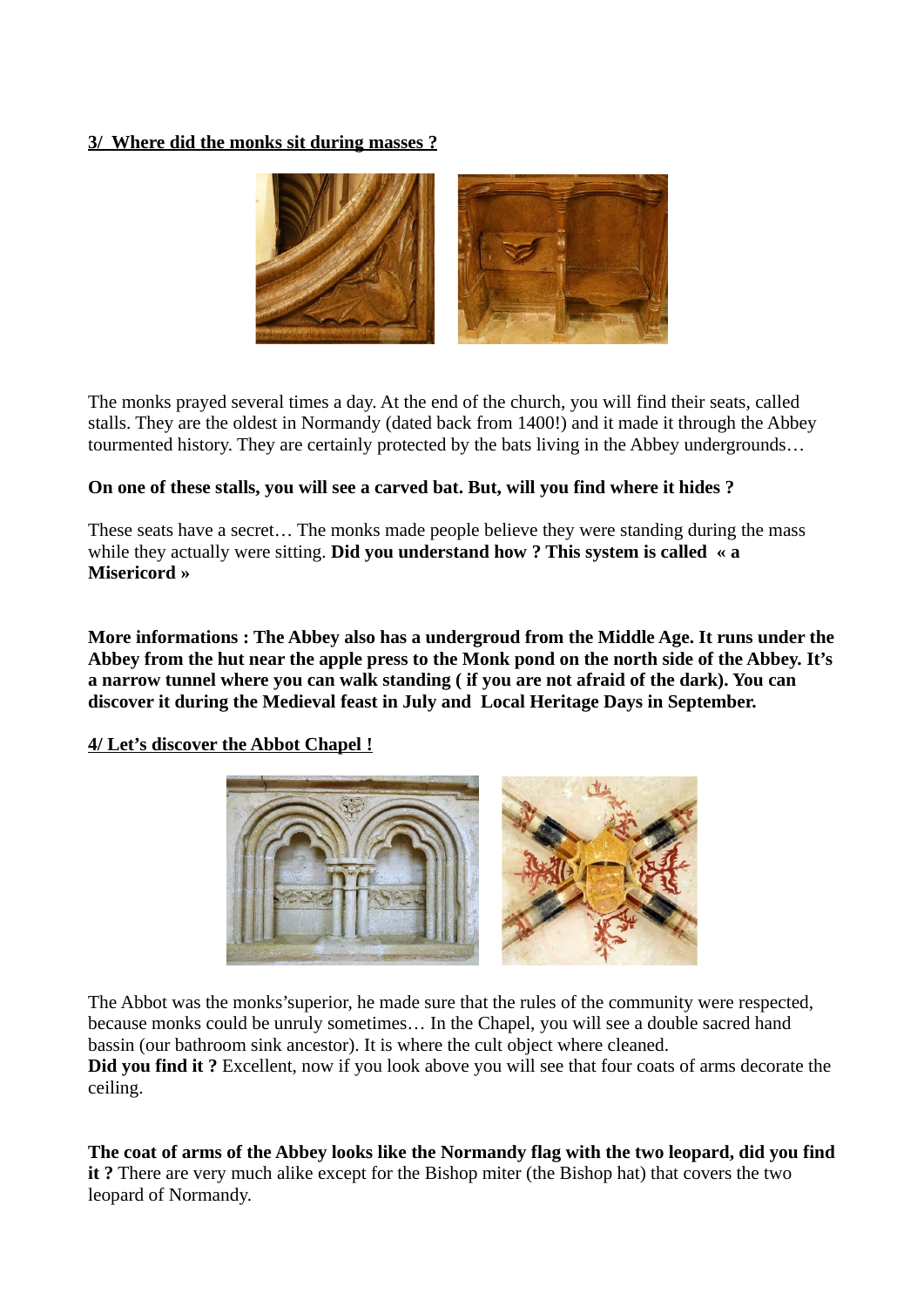**3/ Where did the monks sit during masses ?**

The monks prayed several times a day. At the end of the church, you will find their seats, called stalls. They are the oldest in Normandy (dated back from 1400!) and it made it through the Abbey tourmented history. They are certainly protected by the bats living in the Abbey undergrounds…

**On one of these stalls, you will see a carved bat. But, will you find where it hides ?**

These seats have a secret… The monks made people believe they were standing during the mass while they actually were sitting. **Did you understand how ? This system is called « a Misericord »**

**More informations : The Abbey also has a undergroud from the Middle Age. It runs under the Abbey from the hut near the apple press to the Monk pond on the north side of the Abbey. It's a narrow tunnel where you can walk standing ( if you are not afraid of the dark). You can discover it during the Medieval feast in July and Local Heritage Days in September.**

**4/ Let's discover the Abbot Chapel !**

The Abbot was the monks'superior, he made sure that the rules of the community were respected, because monks could be unruly sometimes… In the Chapel, you will see a double sacred hand bassin (our bathroom sink ancestor). It is where the cult object where cleaned.
**Did you find it ?** Excellent, now if you look above you will see that four coats of arms decorate the ceiling.

**The coat of arms of the Abbey looks like the Normandy flag with the two leopard, did you find it ?** There are very much alike except for the Bishop miter (the Bishop hat) that covers the two leopard of Normandy.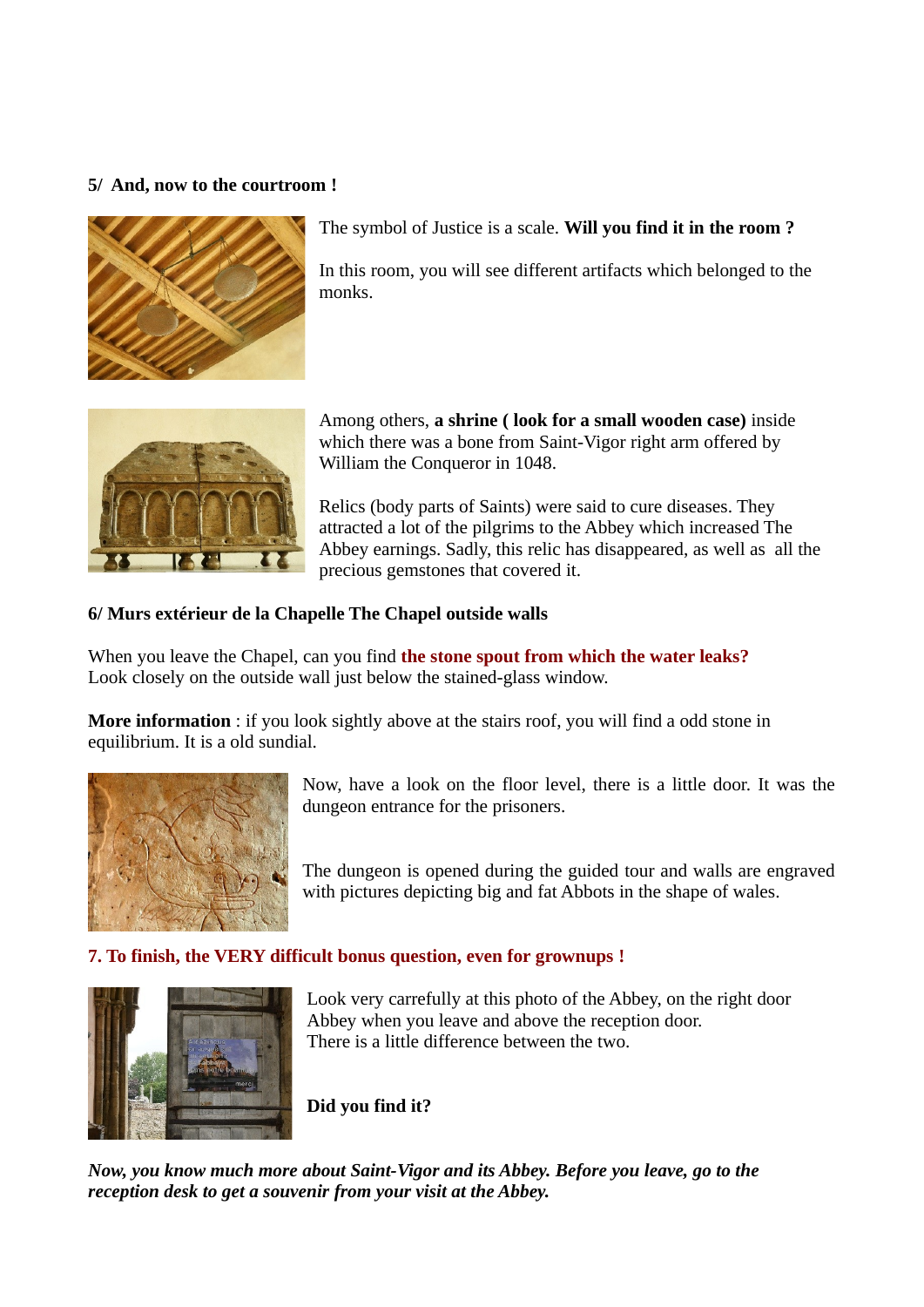**5/ And, now to the courtroom !**

The symbol of Justice is a scale. **Will you find it in the room ?**

In this room, you will see different artifacts which belonged to the monks.

Among others, **a shrine ( look for a small wooden case)** inside which there was a bone from Saint-Vigor right arm offered by William the Conqueror in 1048.

Relics (body parts of Saints) were said to cure diseases. They attracted a lot of the pilgrims to the Abbey which increased The Abbey earnings. Sadly, this relic has disappeared, as well as all the precious gemstones that covered it.

**6/ Murs extérieur de la Chapelle The Chapel outside walls**

When you leave the Chapel, can you find **the stone spout from which the water leaks?** Look closely on the outside wall just below the stained-glass window.

**More information** : if you look sightly above at the stairs roof, you will find a odd stone in equilibrium. It is a old sundial.

Now, have a look on the floor level, there is a little door. It was the dungeon entrance for the prisoners.

The dungeon is opened during the guided tour and walls are engraved with pictures depicting big and fat Abbots in the shape of wales.

**7. To finish, the VERY difficult bonus question, even for grownups !**

Look very carrefully at this photo of the Abbey, on the right door Abbey when you leave and above the reception door.
There is a little difference between the two.

**Did you find it?**

***Now, you know much more about Saint-Vigor and its Abbey. Before you leave, go to the reception desk to get a souvenir from your visit at the Abbey.***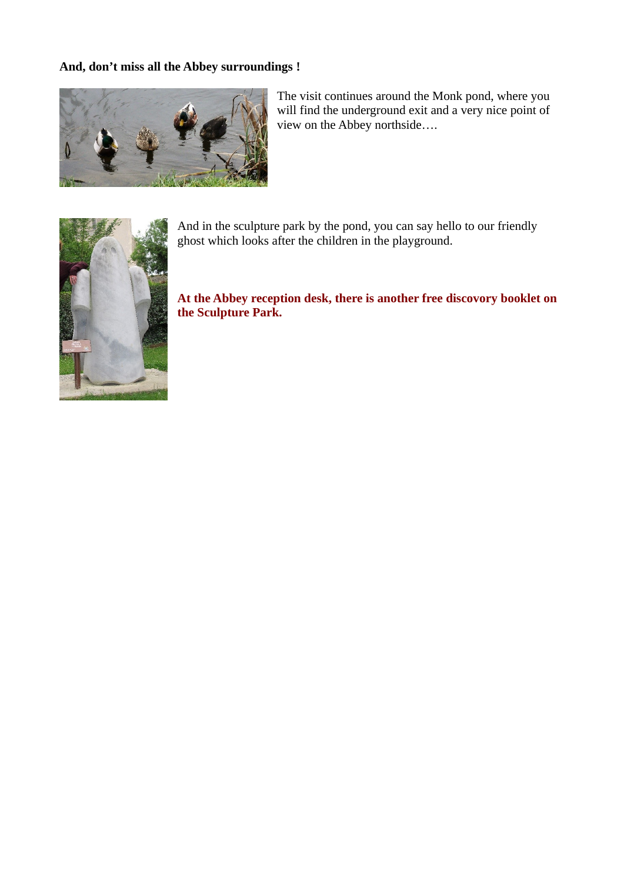**And, don’t miss all the Abbey surroundings !**

The visit continues around the Monk pond, where you will find the underground exit and a very nice point of view on the Abbey northside….

And in the sculpture park by the pond, you can say hello to our friendly ghost which looks after the children in the playground.

**At the Abbey reception desk, there is another free discovory booklet on the Sculpture Park.**